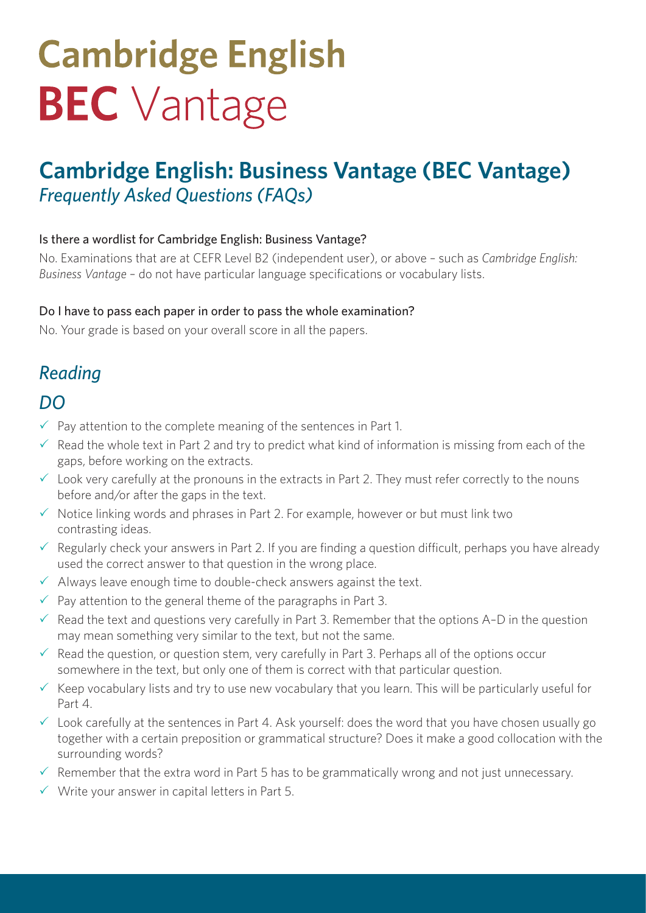# Cambridge English
# **BEC** Vantage

## Cambridge English: Business Vantage (BEC Vantage)

*Frequently Asked Questions (FAQs)*

### Is there a wordlist for Cambridge English: Business Vantage?

No. Examinations that are at CEFR Level B2 (independent user), or above – such as *Cambridge English: Business Vantage* – do not have particular language specifications or vocabulary lists.

### Do I have to pass each paper in order to pass the whole examination?

No. Your grade is based on your overall score in all the papers.

## *Reading*

## *DO*

- ✓ Pay attention to the complete meaning of the sentences in Part 1.
- ✓ Read the whole text in Part 2 and try to predict what kind of information is missing from each of the gaps, before working on the extracts.
- ✓ Look very carefully at the pronouns in the extracts in Part 2. They must refer correctly to the nouns before and/or after the gaps in the text.
- ✓ Notice linking words and phrases in Part 2. For example, however or but must link two contrasting ideas.
- ✓ Regularly check your answers in Part 2. If you are finding a question difficult, perhaps you have already used the correct answer to that question in the wrong place.
- ✓ Always leave enough time to double-check answers against the text.
- ✓ Pay attention to the general theme of the paragraphs in Part 3.
- ✓ Read the text and questions very carefully in Part 3. Remember that the options A–D in the question may mean something very similar to the text, but not the same.
- ✓ Read the question, or question stem, very carefully in Part 3. Perhaps all of the options occur somewhere in the text, but only one of them is correct with that particular question.
- ✓ Keep vocabulary lists and try to use new vocabulary that you learn. This will be particularly useful for Part 4.
- ✓ Look carefully at the sentences in Part 4. Ask yourself: does the word that you have chosen usually go together with a certain preposition or grammatical structure? Does it make a good collocation with the surrounding words?
- ✓ Remember that the extra word in Part 5 has to be grammatically wrong and not just unnecessary.
- ✓ Write your answer in capital letters in Part 5.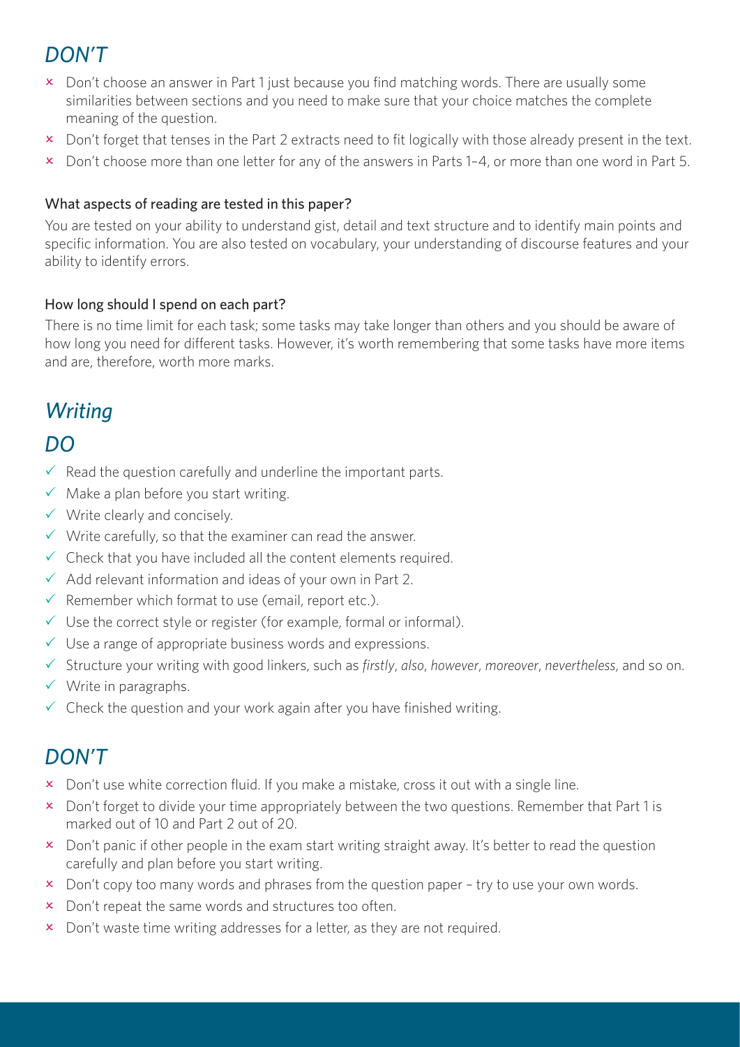## *DON'T*

- ✗ Don't choose an answer in Part 1 just because you find matching words. There are usually some similarities between sections and you need to make sure that your choice matches the complete meaning of the question.
- ✗ Don't forget that tenses in the Part 2 extracts need to fit logically with those already present in the text.
- ✗ Don't choose more than one letter for any of the answers in Parts 1–4, or more than one word in Part 5.

### What aspects of reading are tested in this paper?

You are tested on your ability to understand gist, detail and text structure and to identify main points and specific information. You are also tested on vocabulary, your understanding of discourse features and your ability to identify errors.

### How long should I spend on each part?

There is no time limit for each task; some tasks may take longer than others and you should be aware of how long you need for different tasks. However, it's worth remembering that some tasks have more items and are, therefore, worth more marks.

# *Writing*

## *DO*

- ✓ Read the question carefully and underline the important parts.
- ✓ Make a plan before you start writing.
- ✓ Write clearly and concisely.
- ✓ Write carefully, so that the examiner can read the answer.
- ✓ Check that you have included all the content elements required.
- ✓ Add relevant information and ideas of your own in Part 2.
- ✓ Remember which format to use (email, report etc.).
- ✓ Use the correct style or register (for example, formal or informal).
- ✓ Use a range of appropriate business words and expressions.
- ✓ Structure your writing with good linkers, such as *firstly*, *also*, *however*, *moreover*, *nevertheless*, and so on.
- ✓ Write in paragraphs.
- ✓ Check the question and your work again after you have finished writing.

## *DON'T*

- ✗ Don't use white correction fluid. If you make a mistake, cross it out with a single line.
- ✗ Don't forget to divide your time appropriately between the two questions. Remember that Part 1 is marked out of 10 and Part 2 out of 20.
- ✗ Don't panic if other people in the exam start writing straight away. It's better to read the question carefully and plan before you start writing.
- ✗ Don't copy too many words and phrases from the question paper – try to use your own words.
- ✗ Don't repeat the same words and structures too often.
- ✗ Don't waste time writing addresses for a letter, as they are not required.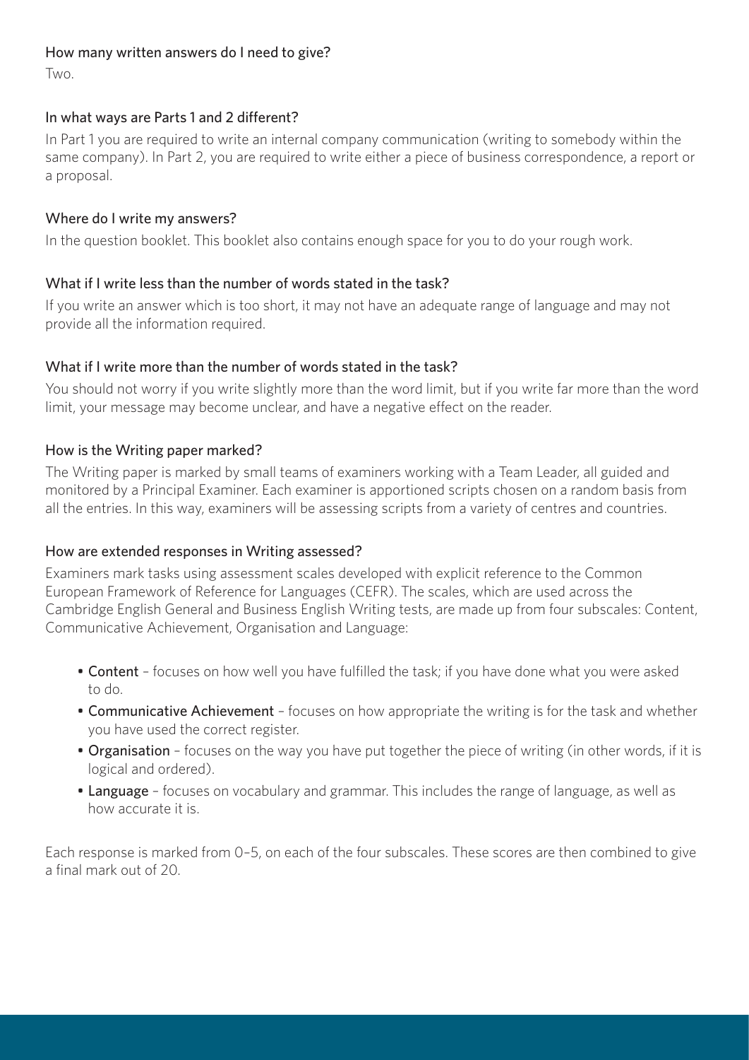### How many written answers do I need to give?

Two.

### In what ways are Parts 1 and 2 different?

In Part 1 you are required to write an internal company communication (writing to somebody within the same company). In Part 2, you are required to write either a piece of business correspondence, a report or a proposal.

### Where do I write my answers?

In the question booklet. This booklet also contains enough space for you to do your rough work.

### What if I write less than the number of words stated in the task?

If you write an answer which is too short, it may not have an adequate range of language and may not provide all the information required.

### What if I write more than the number of words stated in the task?

You should not worry if you write slightly more than the word limit, but if you write far more than the word limit, your message may become unclear, and have a negative effect on the reader.

### How is the Writing paper marked?

The Writing paper is marked by small teams of examiners working with a Team Leader, all guided and monitored by a Principal Examiner. Each examiner is apportioned scripts chosen on a random basis from all the entries. In this way, examiners will be assessing scripts from a variety of centres and countries.

### How are extended responses in Writing assessed?

Examiners mark tasks using assessment scales developed with explicit reference to the Common European Framework of Reference for Languages (CEFR). The scales, which are used across the Cambridge English General and Business English Writing tests, are made up from four subscales: Content, Communicative Achievement, Organisation and Language:

- **Content** – focuses on how well you have fulfilled the task; if you have done what you were asked to do.
- **Communicative Achievement** – focuses on how appropriate the writing is for the task and whether you have used the correct register.
- **Organisation** – focuses on the way you have put together the piece of writing (in other words, if it is logical and ordered).
- **Language** – focuses on vocabulary and grammar. This includes the range of language, as well as how accurate it is.

Each response is marked from 0–5, on each of the four subscales. These scores are then combined to give a final mark out of 20.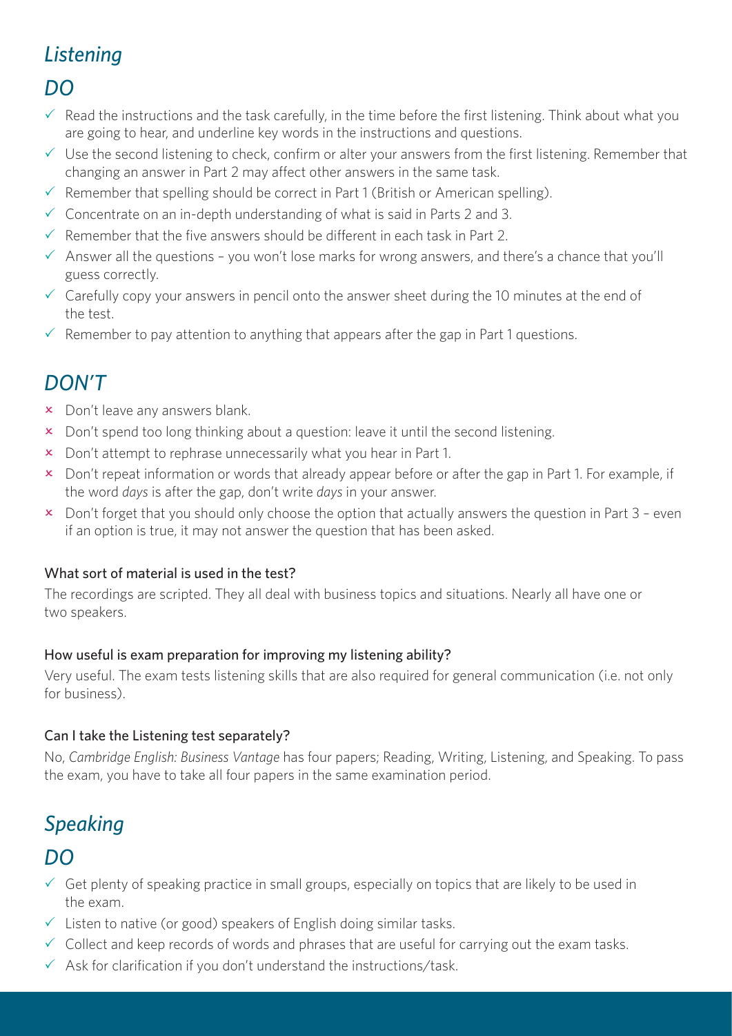## *Listening*

### *DO*

- ✓ Read the instructions and the task carefully, in the time before the first listening. Think about what you are going to hear, and underline key words in the instructions and questions.
- ✓ Use the second listening to check, confirm or alter your answers from the first listening. Remember that changing an answer in Part 2 may affect other answers in the same task.
- ✓ Remember that spelling should be correct in Part 1 (British or American spelling).
- ✓ Concentrate on an in-depth understanding of what is said in Parts 2 and 3.
- ✓ Remember that the five answers should be different in each task in Part 2.
- ✓ Answer all the questions – you won't lose marks for wrong answers, and there's a chance that you'll guess correctly.
- ✓ Carefully copy your answers in pencil onto the answer sheet during the 10 minutes at the end of the test.
- ✓ Remember to pay attention to anything that appears after the gap in Part 1 questions.

### *DON'T*

- × Don't leave any answers blank.
- × Don't spend too long thinking about a question: leave it until the second listening.
- × Don't attempt to rephrase unnecessarily what you hear in Part 1.
- × Don't repeat information or words that already appear before or after the gap in Part 1. For example, if the word *days* is after the gap, don't write *days* in your answer.
- × Don't forget that you should only choose the option that actually answers the question in Part 3 – even if an option is true, it may not answer the question that has been asked.

#### What sort of material is used in the test?

The recordings are scripted. They all deal with business topics and situations. Nearly all have one or two speakers.

#### How useful is exam preparation for improving my listening ability?

Very useful. The exam tests listening skills that are also required for general communication (i.e. not only for business).

#### Can I take the Listening test separately?

No, *Cambridge English: Business Vantage* has four papers; Reading, Writing, Listening, and Speaking. To pass the exam, you have to take all four papers in the same examination period.

## *Speaking*

### *DO*

- ✓ Get plenty of speaking practice in small groups, especially on topics that are likely to be used in the exam.
- ✓ Listen to native (or good) speakers of English doing similar tasks.
- ✓ Collect and keep records of words and phrases that are useful for carrying out the exam tasks.
- ✓ Ask for clarification if you don't understand the instructions/task.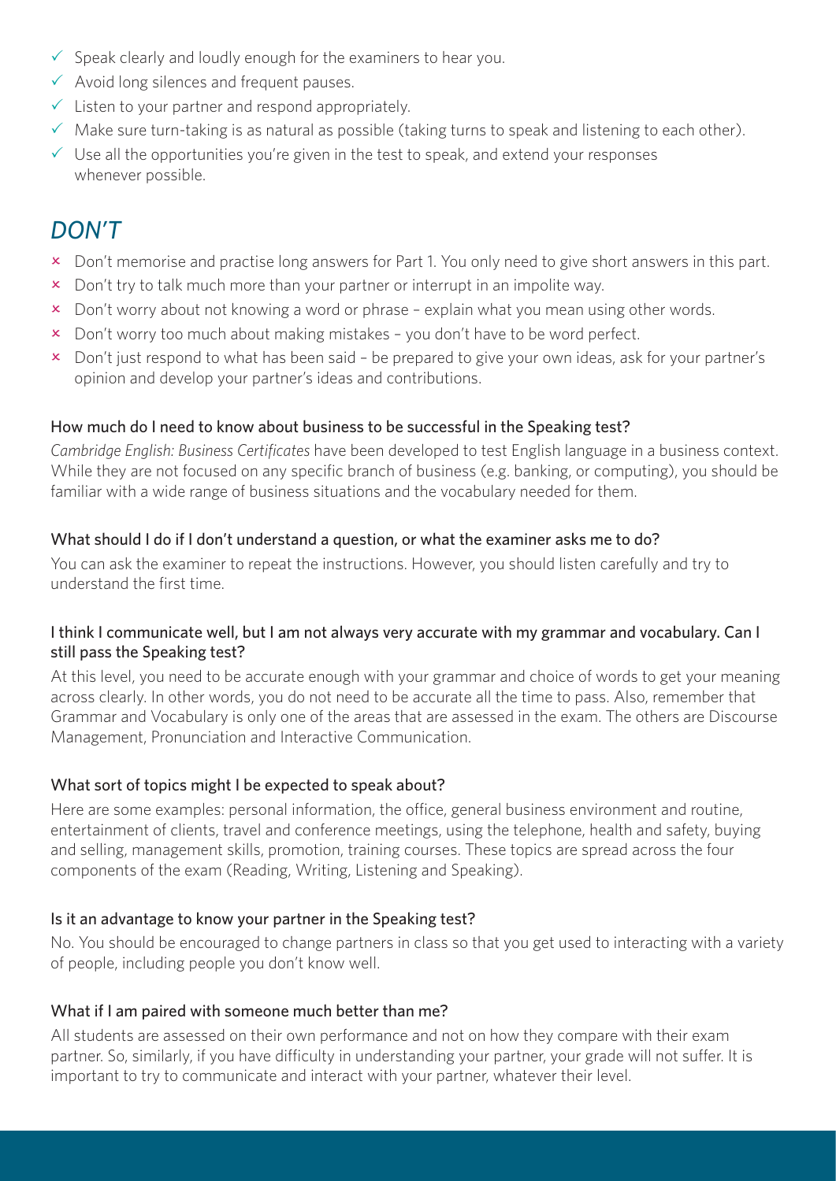- ✓ Speak clearly and loudly enough for the examiners to hear you.
- ✓ Avoid long silences and frequent pauses.
- ✓ Listen to your partner and respond appropriately.
- ✓ Make sure turn-taking is as natural as possible (taking turns to speak and listening to each other).
- ✓ Use all the opportunities you're given in the test to speak, and extend your responses whenever possible.

## *DON'T*

- × Don't memorise and practise long answers for Part 1. You only need to give short answers in this part.
- × Don't try to talk much more than your partner or interrupt in an impolite way.
- × Don't worry about not knowing a word or phrase – explain what you mean using other words.
- × Don't worry too much about making mistakes – you don't have to be word perfect.
- × Don't just respond to what has been said – be prepared to give your own ideas, ask for your partner's opinion and develop your partner's ideas and contributions.

### How much do I need to know about business to be successful in the Speaking test?

*Cambridge English: Business Certificates* have been developed to test English language in a business context. While they are not focused on any specific branch of business (e.g. banking, or computing), you should be familiar with a wide range of business situations and the vocabulary needed for them.

### What should I do if I don't understand a question, or what the examiner asks me to do?

You can ask the examiner to repeat the instructions. However, you should listen carefully and try to understand the first time.

### I think I communicate well, but I am not always very accurate with my grammar and vocabulary. Can I still pass the Speaking test?

At this level, you need to be accurate enough with your grammar and choice of words to get your meaning across clearly. In other words, you do not need to be accurate all the time to pass. Also, remember that Grammar and Vocabulary is only one of the areas that are assessed in the exam. The others are Discourse Management, Pronunciation and Interactive Communication.

### What sort of topics might I be expected to speak about?

Here are some examples: personal information, the office, general business environment and routine, entertainment of clients, travel and conference meetings, using the telephone, health and safety, buying and selling, management skills, promotion, training courses. These topics are spread across the four components of the exam (Reading, Writing, Listening and Speaking).

### Is it an advantage to know your partner in the Speaking test?

No. You should be encouraged to change partners in class so that you get used to interacting with a variety of people, including people you don't know well.

### What if I am paired with someone much better than me?

All students are assessed on their own performance and not on how they compare with their exam partner. So, similarly, if you have difficulty in understanding your partner, your grade will not suffer. It is important to try to communicate and interact with your partner, whatever their level.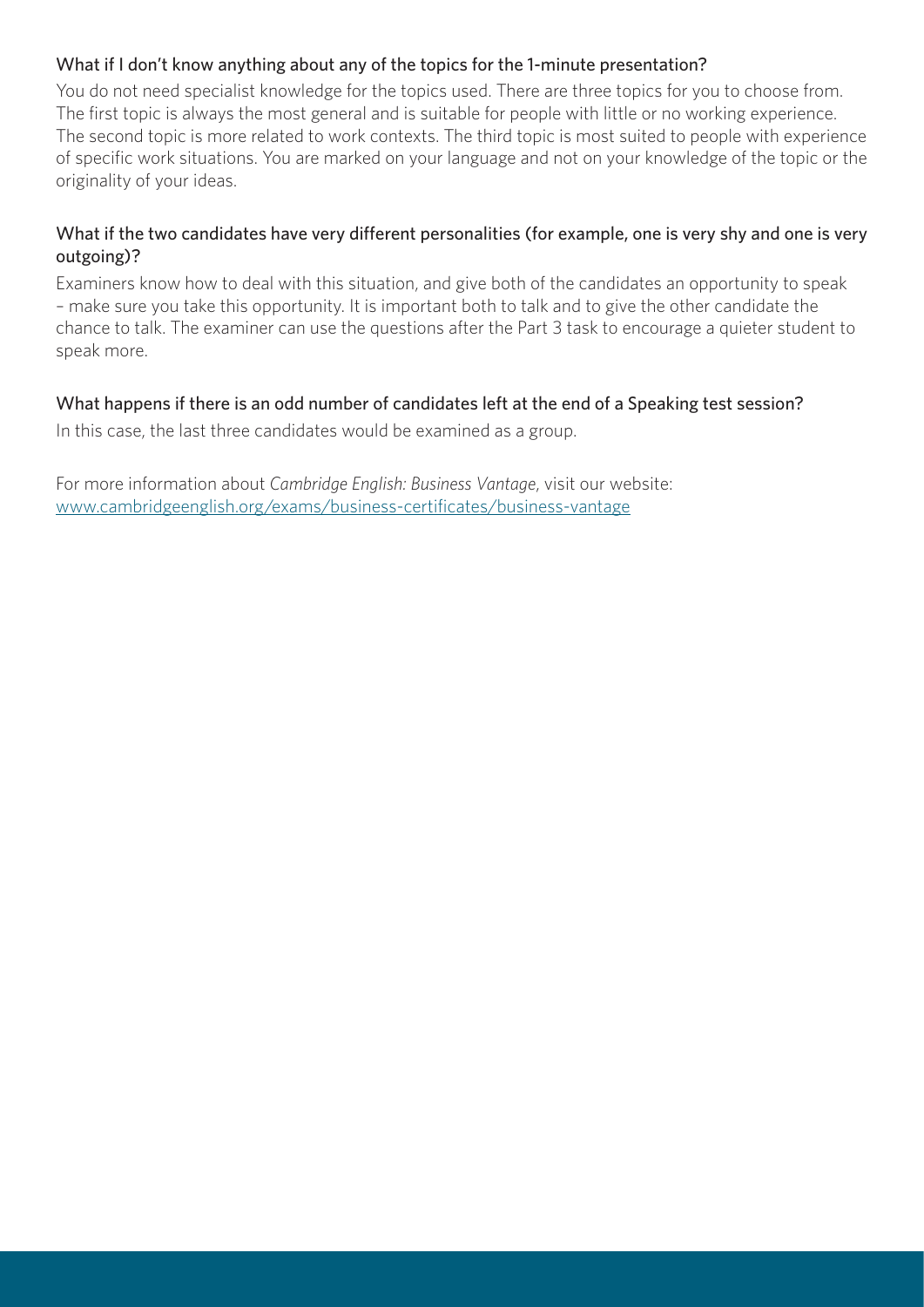### What if I don't know anything about any of the topics for the 1-minute presentation?

You do not need specialist knowledge for the topics used. There are three topics for you to choose from. The first topic is always the most general and is suitable for people with little or no working experience. The second topic is more related to work contexts. The third topic is most suited to people with experience of specific work situations. You are marked on your language and not on your knowledge of the topic or the originality of your ideas.

### What if the two candidates have very different personalities (for example, one is very shy and one is very outgoing)?

Examiners know how to deal with this situation, and give both of the candidates an opportunity to speak – make sure you take this opportunity. It is important both to talk and to give the other candidate the chance to talk. The examiner can use the questions after the Part 3 task to encourage a quieter student to speak more.

### What happens if there is an odd number of candidates left at the end of a Speaking test session?

In this case, the last three candidates would be examined as a group.

For more information about *Cambridge English: Business Vantage*, visit our website:
[www.cambridgeenglish.org/exams/business-certificates/business-vantage](www.cambridgeenglish.org/exams/business-certificates/business-vantage)